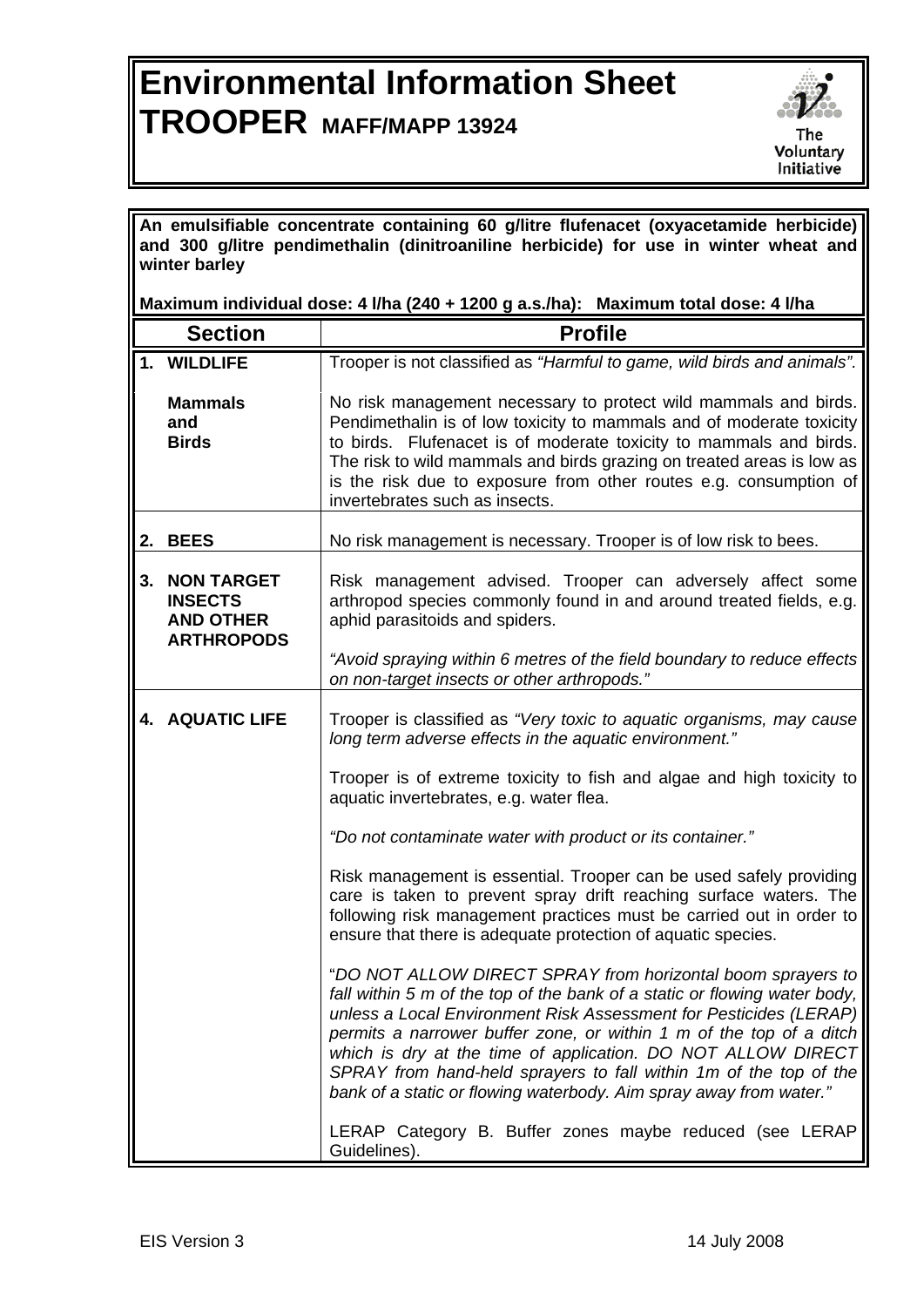# Environmental Information Sheet

# TROOPER MAFF/MAPP 13924

The Voluntary Initiative

**An emulsifiable concentrate containing 60 g/litre flufenacet (oxyacetamide herbicide) and 300 g/litre pendimethalin (dinitroaniline herbicide) for use in winter wheat and winter barley**

**Maximum individual dose: 4 l/ha (240 + 1200 g a.s./ha): Maximum total dose: 4 l/ha**

| Section | Profile |
|---|---|
| **1. WILDLIFE**<br><br>**Mammals and Birds** | Trooper is not classified as *"Harmful to game, wild birds and animals".*<br><br>No risk management necessary to protect wild mammals and birds. Pendimethalin is of low toxicity to mammals and of moderate toxicity to birds. Flufenacet is of moderate toxicity to mammals and birds. The risk to wild mammals and birds grazing on treated areas is low as is the risk due to exposure from other routes e.g. consumption of invertebrates such as insects. |
| **2. BEES** | No risk management is necessary. Trooper is of low risk to bees. |
| **3. NON TARGET INSECTS AND OTHER ARTHROPODS** | Risk management advised. Trooper can adversely affect some arthropod species commonly found in and around treated fields, e.g. aphid parasitoids and spiders.<br><br>*"Avoid spraying within 6 metres of the field boundary to reduce effects on non-target insects or other arthropods."* |
| **4. AQUATIC LIFE** | Trooper is classified as *"Very toxic to aquatic organisms, may cause long term adverse effects in the aquatic environment."*<br><br>Trooper is of extreme toxicity to fish and algae and high toxicity to aquatic invertebrates, e.g. water flea.<br><br>*"Do not contaminate water with product or its container."*<br><br>Risk management is essential. Trooper can be used safely providing care is taken to prevent spray drift reaching surface waters. The following risk management practices must be carried out in order to ensure that there is adequate protection of aquatic species.<br><br>"*DO NOT ALLOW DIRECT SPRAY from horizontal boom sprayers to fall within 5 m of the top of the bank of a static or flowing water body, unless a Local Environment Risk Assessment for Pesticides (LERAP) permits a narrower buffer zone, or within 1 m of the top of a ditch which is dry at the time of application. DO NOT ALLOW DIRECT SPRAY from hand-held sprayers to fall within 1m of the top of the bank of a static or flowing waterbody. Aim spray away from water."*<br><br>LERAP Category B. Buffer zones maybe reduced (see LERAP Guidelines). |

EIS Version 3 14 July 2008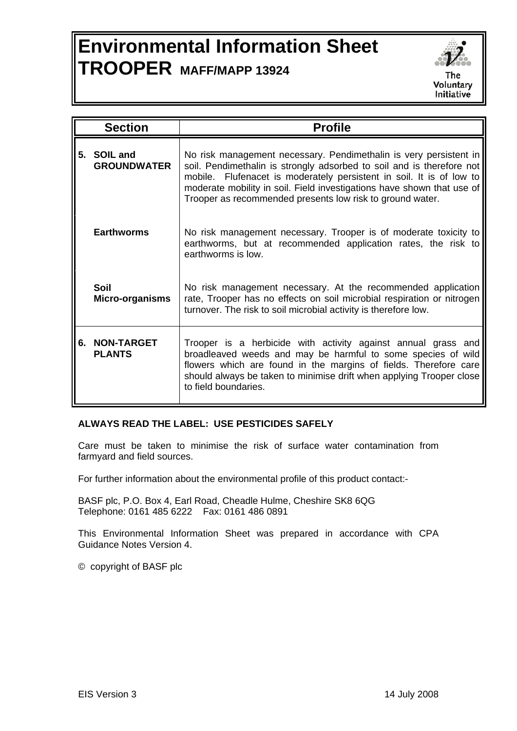# Environmental Information Sheet

## TROOPER MAFF/MAPP 13924

The Voluntary Initiative

| Section | Profile |
|---|---|
| **5. SOIL and GROUNDWATER** | No risk management necessary. Pendimethalin is very persistent in soil. Pendimethalin is strongly adsorbed to soil and is therefore not mobile. Flufenacet is moderately persistent in soil. It is of low to moderate mobility in soil. Field investigations have shown that use of Trooper as recommended presents low risk to ground water. |
| **Earthworms** | No risk management necessary. Trooper is of moderate toxicity to earthworms, but at recommended application rates, the risk to earthworms is low. |
| **Soil Micro-organisms** | No risk management necessary. At the recommended application rate, Trooper has no effects on soil microbial respiration or nitrogen turnover. The risk to soil microbial activity is therefore low. |
| **6. NON-TARGET PLANTS** | Trooper is a herbicide with activity against annual grass and broadleaved weeds and may be harmful to some species of wild flowers which are found in the margins of fields. Therefore care should always be taken to minimise drift when applying Trooper close to field boundaries. |

**ALWAYS READ THE LABEL: USE PESTICIDES SAFELY**

Care must be taken to minimise the risk of surface water contamination from farmyard and field sources.

For further information about the environmental profile of this product contact:-

BASF plc, P.O. Box 4, Earl Road, Cheadle Hulme, Cheshire SK8 6QG
Telephone: 0161 485 6222 Fax: 0161 486 0891

This Environmental Information Sheet was prepared in accordance with CPA Guidance Notes Version 4.

© copyright of BASF plc

EIS Version 3 14 July 2008